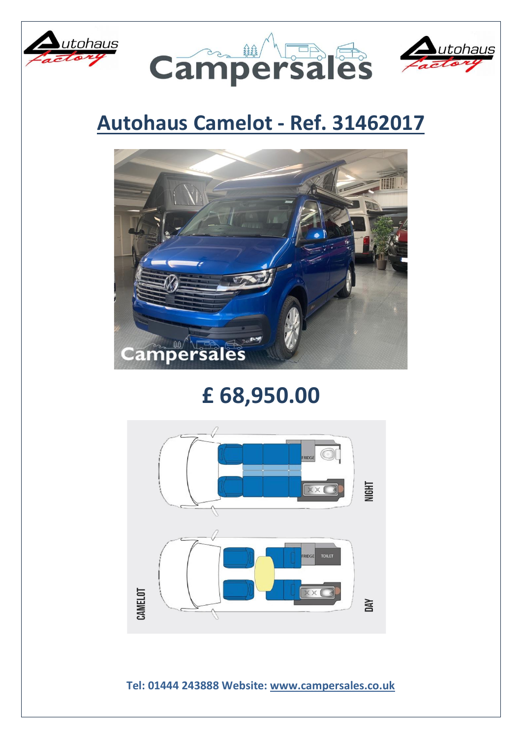# Autohaus Camelot - Ref. 31462017

# £ 68,950.00

Tel: 01444 243888 Website: www.campersales.co.uk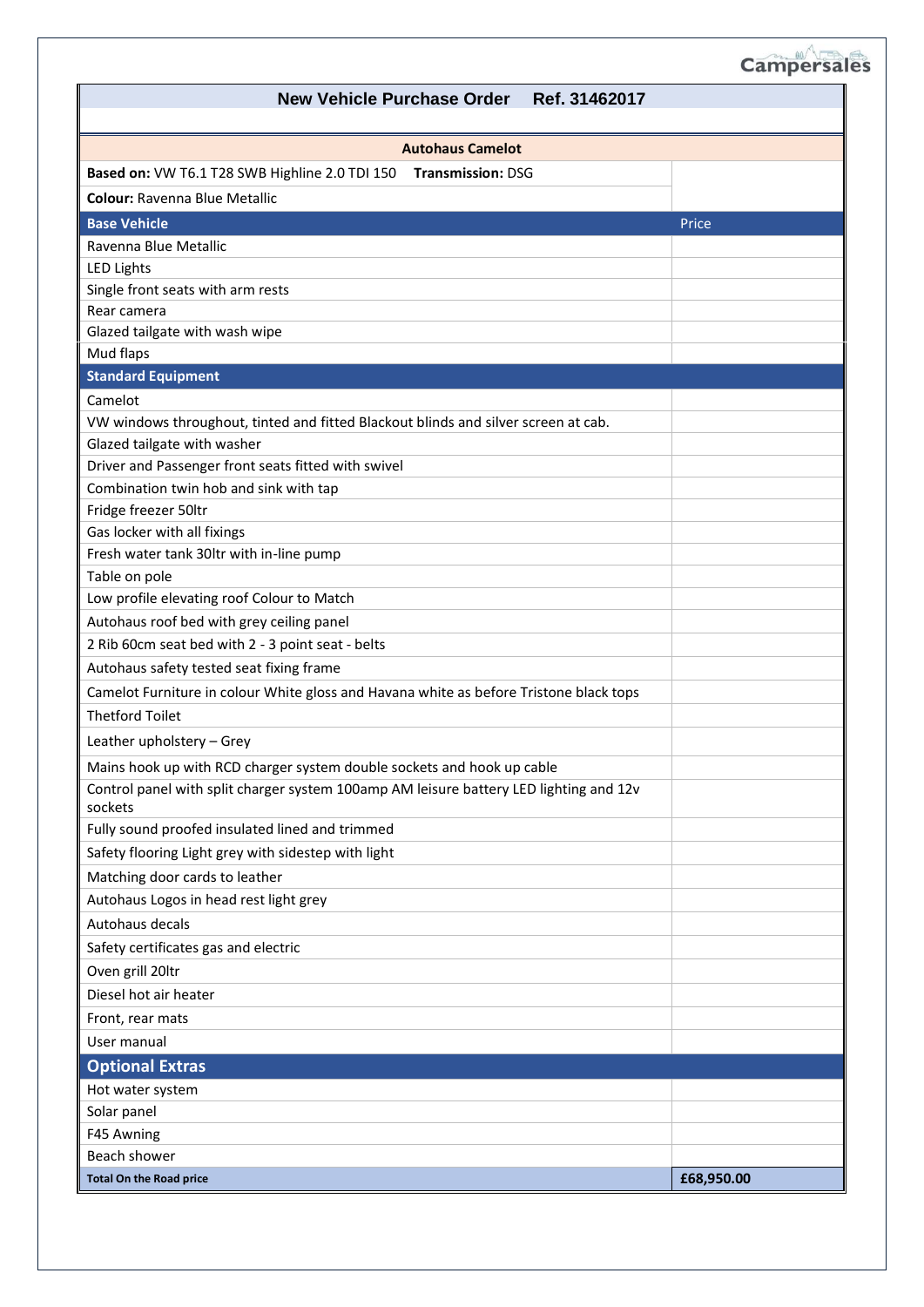Campersales

## New Vehicle Purchase Order Ref. 31462017

| | |
|---|---|
| **Autohaus Camelot** | |
| **Based on:** VW T6.1 T28 SWB Highline 2.0 TDI 150 **Transmission:** DSG | |
| **Colour:** Ravenna Blue Metallic | |
| **Base Vehicle** | Price |
| Ravenna Blue Metallic | |
| LED Lights | |
| Single front seats with arm rests | |
| Rear camera | |
| Glazed tailgate with wash wipe | |
| Mud flaps | |
| **Standard Equipment** | |
| Camelot | |
| VW windows throughout, tinted and fitted Blackout blinds and silver screen at cab. | |
| Glazed tailgate with washer | |
| Driver and Passenger front seats fitted with swivel | |
| Combination twin hob and sink with tap | |
| Fridge freezer 50ltr | |
| Gas locker with all fixings | |
| Fresh water tank 30ltr with in-line pump | |
| Table on pole | |
| Low profile elevating roof Colour to Match | |
| Autohaus roof bed with grey ceiling panel | |
| 2 Rib 60cm seat bed with 2 - 3 point seat - belts | |
| Autohaus safety tested seat fixing frame | |
| Camelot Furniture in colour White gloss and Havana white as before Tristone black tops | |
| Thetford Toilet | |
| Leather upholstery – Grey | |
| Mains hook up with RCD charger system double sockets and hook up cable | |
| Control panel with split charger system 100amp AM leisure battery LED lighting and 12v sockets | |
| Fully sound proofed insulated lined and trimmed | |
| Safety flooring Light grey with sidestep with light | |
| Matching door cards to leather | |
| Autohaus Logos in head rest light grey | |
| Autohaus decals | |
| Safety certificates gas and electric | |
| Oven grill 20ltr | |
| Diesel hot air heater | |
| Front, rear mats | |
| User manual | |
| **Optional Extras** | |
| Hot water system | |
| Solar panel | |
| F45 Awning | |
| Beach shower | |
| **Total On the Road price** | **£68,950.00** |